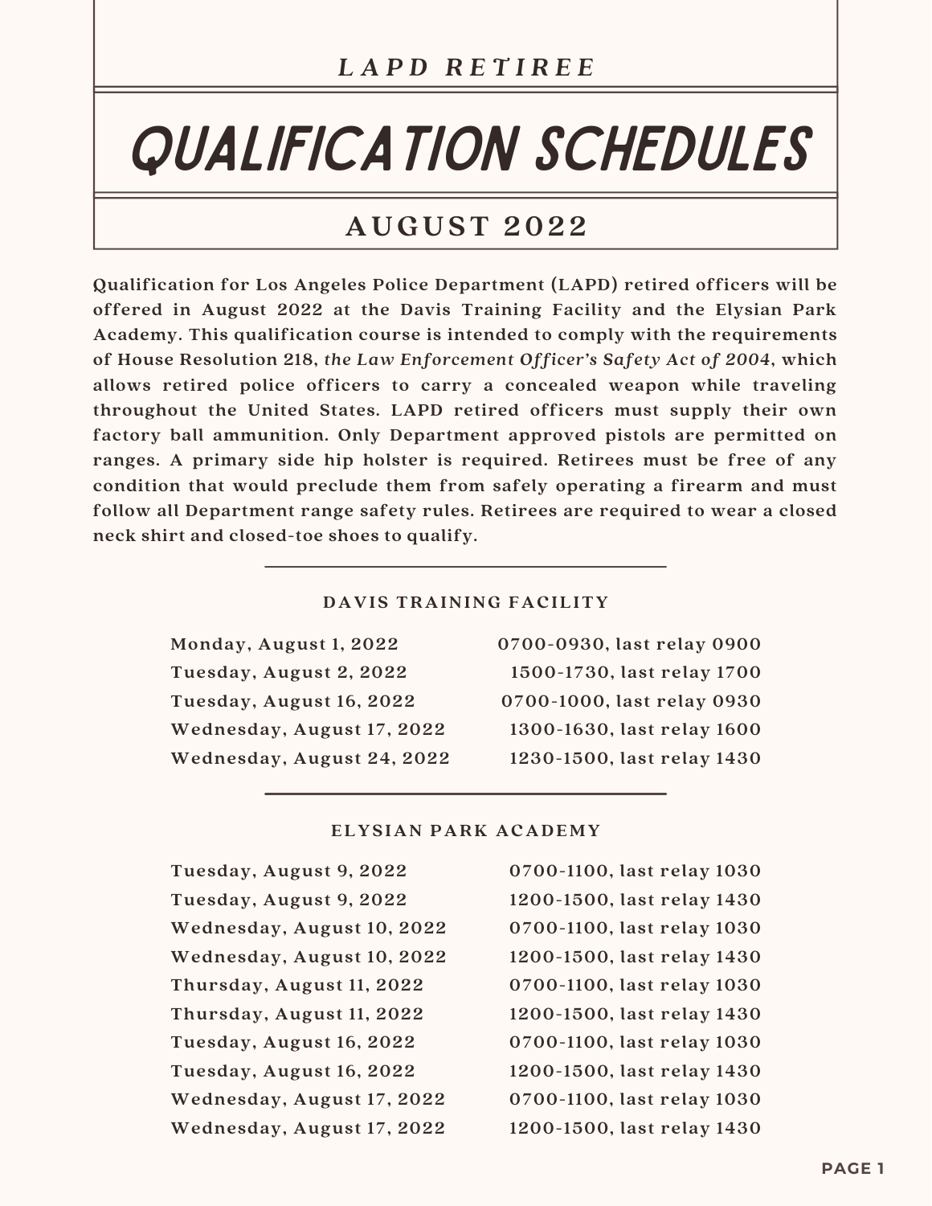### LAPD RETIREE

# QUALIFICATION SCHEDULES

## AUGUST 2022

**Qualification for Los Angeles Police Department (LAPD) retired officers will be offered in August 2022 at the Davis Training Facility and the Elysian Park Academy. This qualification course is intended to comply with the requirements of House Resolution 218, *the Law Enforcement Officer's Safety Act of 2004*, which allows retired police officers to carry a concealed weapon while traveling throughout the United States. LAPD retired officers must supply their own factory ball ammunition. Only Department approved pistols are permitted on ranges. A primary side hip holster is required. Retirees must be free of any condition that would preclude them from safely operating a firearm and must follow all Department range safety rules. Retirees are required to wear a closed neck shirt and closed-toe shoes to qualify.**

### DAVIS TRAINING FACILITY

| Date | Time |
|---|---|
| Monday, August 1, 2022 | 0700-0930, last relay 0900 |
| Tuesday, August 2, 2022 | 1500-1730, last relay 1700 |
| Tuesday, August 16, 2022 | 0700-1000, last relay 0930 |
| Wednesday, August 17, 2022 | 1300-1630, last relay 1600 |
| Wednesday, August 24, 2022 | 1230-1500, last relay 1430 |

### ELYSIAN PARK ACADEMY

| Date | Time |
|---|---|
| Tuesday, August 9, 2022 | 0700-1100, last relay 1030 |
| Tuesday, August 9, 2022 | 1200-1500, last relay 1430 |
| Wednesday, August 10, 2022 | 0700-1100, last relay 1030 |
| Wednesday, August 10, 2022 | 1200-1500, last relay 1430 |
| Thursday, August 11, 2022 | 0700-1100, last relay 1030 |
| Thursday, August 11, 2022 | 1200-1500, last relay 1430 |
| Tuesday, August 16, 2022 | 0700-1100, last relay 1030 |
| Tuesday, August 16, 2022 | 1200-1500, last relay 1430 |
| Wednesday, August 17, 2022 | 0700-1100, last relay 1030 |
| Wednesday, August 17, 2022 | 1200-1500, last relay 1430 |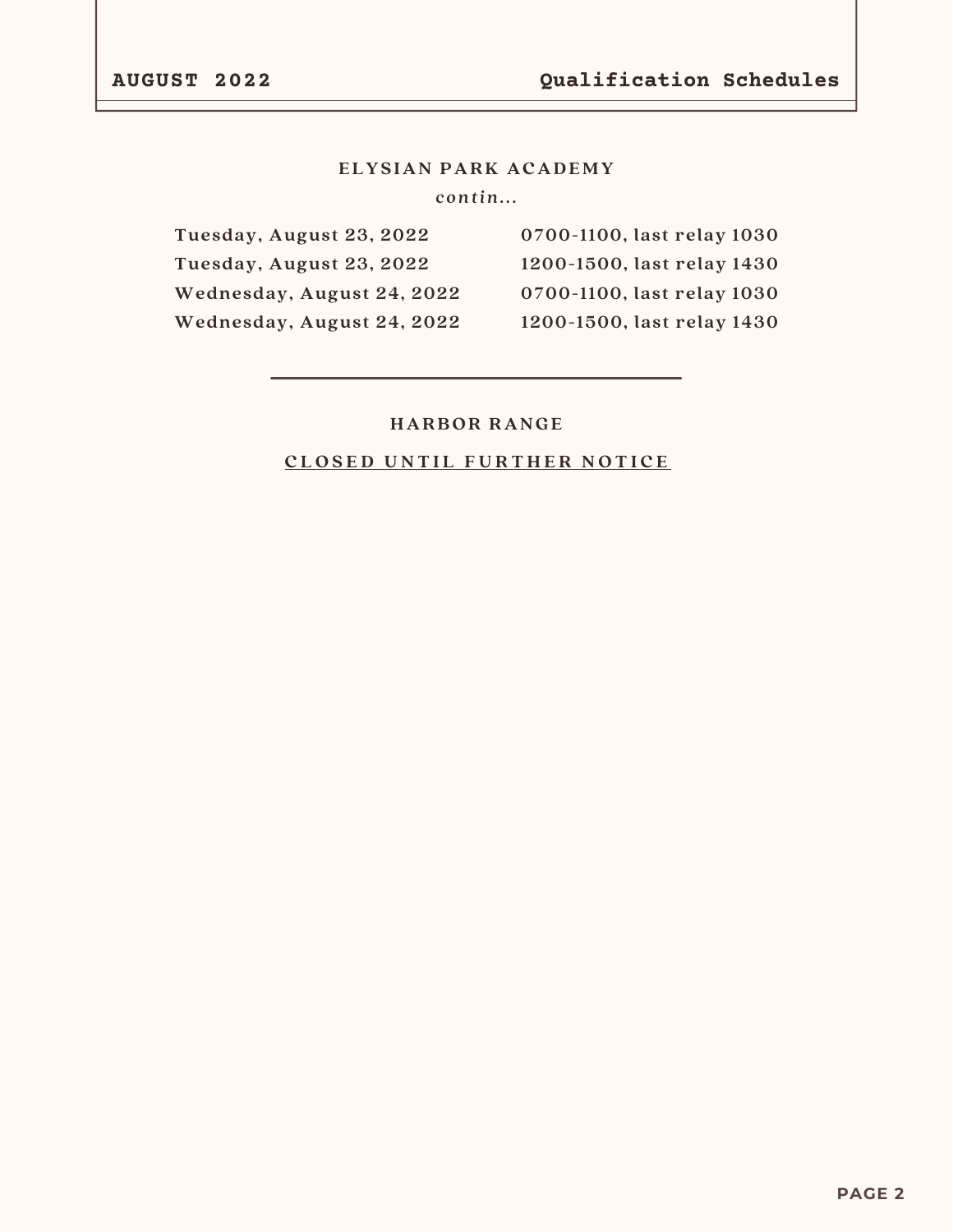## ELYSIAN PARK ACADEMY

*contin...*

| | |
|---|---|
| Tuesday, August 23, 2022 | 0700-1100, last relay 1030 |
| Tuesday, August 23, 2022 | 1200-1500, last relay 1430 |
| Wednesday, August 24, 2022 | 0700-1100, last relay 1030 |
| Wednesday, August 24, 2022 | 1200-1500, last relay 1430 |

---

## HARBOR RANGE

**CLOSED UNTIL FURTHER NOTICE**